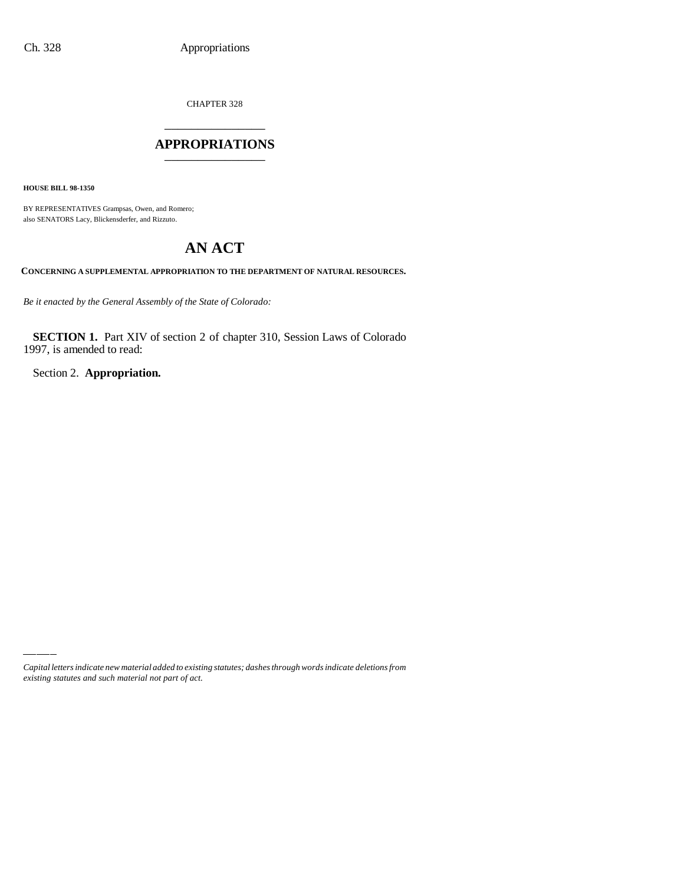CHAPTER 328

# APPROPRIATIONS

**HOUSE BILL 98-1350**

BY REPRESENTATIVES Grampsas, Owen, and Romero;
also SENATORS Lacy, Blickensderfer, and Rizzuto.

# AN ACT

**CONCERNING A SUPPLEMENTAL APPROPRIATION TO THE DEPARTMENT OF NATURAL RESOURCES.**

*Be it enacted by the General Assembly of the State of Colorado:*

**SECTION 1.** Part XIV of section 2 of chapter 310, Session Laws of Colorado 1997, is amended to read:

Section 2. **Appropriation.**

*Capital letters indicate new material added to existing statutes; dashes through words indicate deletions from existing statutes and such material not part of act.*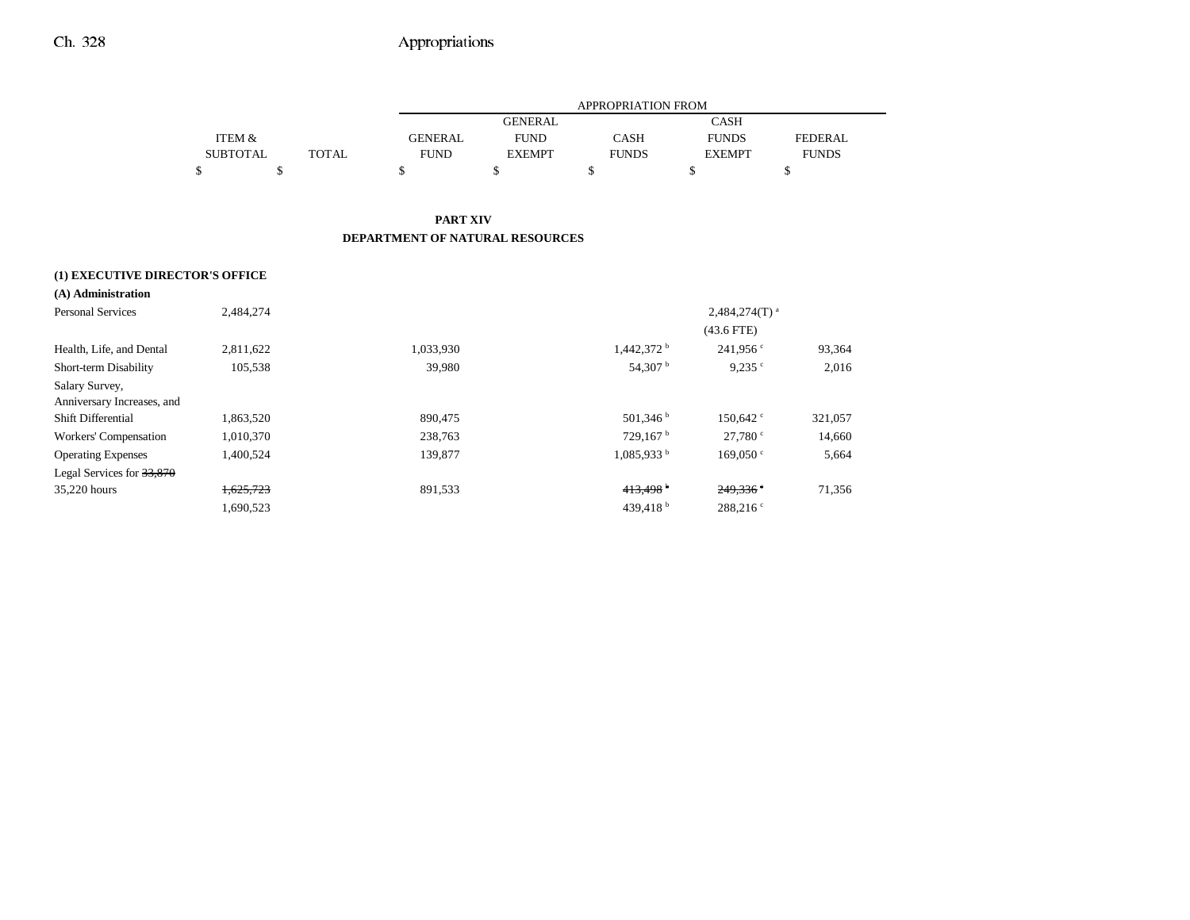| | ITEM & SUBTOTAL | TOTAL | GENERAL FUND | GENERAL FUND EXEMPT | CASH FUNDS | CASH FUNDS EXEMPT | FEDERAL FUNDS |
|---|---|---|---|---|---|---|---|
| | | | APPROPRIATION FROM | | | | |
| | $ | $ | $ | $ | $ | $ | $ |

**PART XIV**
**DEPARTMENT OF NATURAL RESOURCES**

**(1) EXECUTIVE DIRECTOR'S OFFICE**
**(A) Administration**

| | ITEM & SUBTOTAL | TOTAL | GENERAL FUND | GENERAL FUND EXEMPT | CASH FUNDS | CASH FUNDS EXEMPT | FEDERAL FUNDS |
|---|---|---|---|---|---|---|---|
| Personal Services | 2,484,274 | | | | | 2,484,274(T) [a] (43.6 FTE) | |
| Health, Life, and Dental | 2,811,622 | | 1,033,930 | | 1,442,372 [b] | 241,956 [c] | 93,364 |
| Short-term Disability | 105,538 | | 39,980 | | 54,307 [b] | 9,235 [c] | 2,016 |
| Salary Survey, Anniversary Increases, and Shift Differential | 1,863,520 | | 890,475 | | 501,346 [b] | 150,642 [c] | 321,057 |
| Workers' Compensation | 1,010,370 | | 238,763 | | 729,167 [b] | 27,780 [c] | 14,660 |
| Operating Expenses | 1,400,524 | | 139,877 | | 1,085,933 [b] | 169,050 [c] | 5,664 |
| Legal Services for ~~33,870~~ 35,220 hours | ~~1,625,723~~ 1,690,523 | | 891,533 | | ~~413,498 [b]~~ 439,418 [b] | ~~249,336 [c]~~ 288,216 [c] | 71,356 |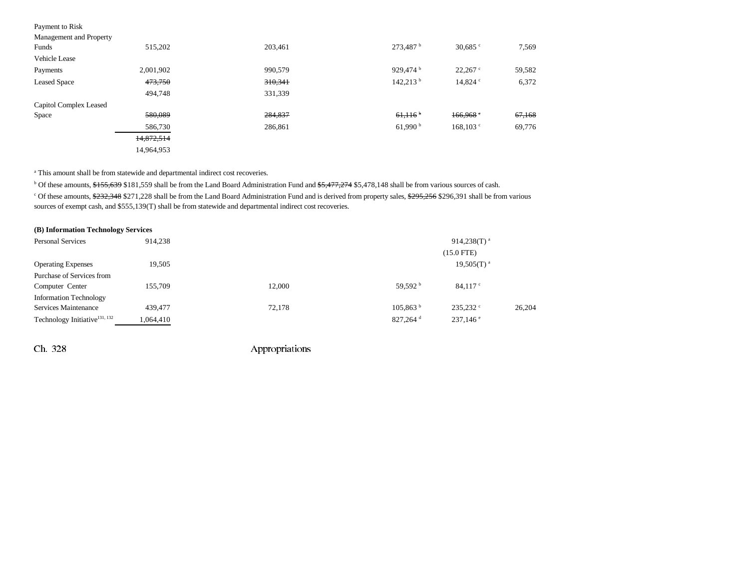| | Total | General Fund | General Fund Exempt | Cash Funds | Cash Funds Exempt | Federal Funds |
|---|---|---|---|---|---|---|
| Payment to Risk Management and Property Funds | 515,202 | 203,461 | | 273,487 [b] | 30,685 [c] | 7,569 |
| Vehicle Lease Payments | 2,001,902 | 990,579 | | 929,474 [b] | 22,267 [c] | 59,582 |
| Leased Space | ~~473,750~~ 494,748 | ~~310,341~~ 331,339 | | 142,213 [b] | 14,824 [c] | 6,372 |
| Capitol Complex Leased Space | ~~580,089~~ 586,730 | ~~284,837~~ 286,861 | | ~~61,116~~ [b] 61,990 [b] | ~~166,968~~ [c] 168,103 [c] | ~~67,168~~ 69,776 |
| | ~~14,872,514~~ 14,964,953 | | | | | |

[a] This amount shall be from statewide and departmental indirect cost recoveries.

[b] Of these amounts, ~~$155,639~~ $181,559 shall be from the Land Board Administration Fund and ~~$5,477,274~~ $5,478,148 shall be from various sources of cash.

[c] Of these amounts, ~~$232,348~~ $271,228 shall be from the Land Board Administration Fund and is derived from property sales, ~~$295,256~~ $296,391 shall be from various sources of exempt cash, and $555,139(T) shall be from statewide and departmental indirect cost recoveries.

**(B) Information Technology Services**

| | Total | General Fund | General Fund Exempt | Cash Funds | Cash Funds Exempt | Federal Funds |
|---|---|---|---|---|---|---|
| Personal Services | 914,238 | | | | 914,238(T) [a] (15.0 FTE) | |
| Operating Expenses | 19,505 | | | | 19,505(T) [a] | |
| Purchase of Services from Computer Center | 155,709 | 12,000 | | 59,592 [b] | 84,117 [c] | |
| Information Technology Services Maintenance | 439,477 | 72,178 | | 105,863 [b] | 235,232 [c] | 26,204 |
| Technology Initiative[131, 132] | 1,064,410 | | | 827,264 [d] | 237,146 [e] | |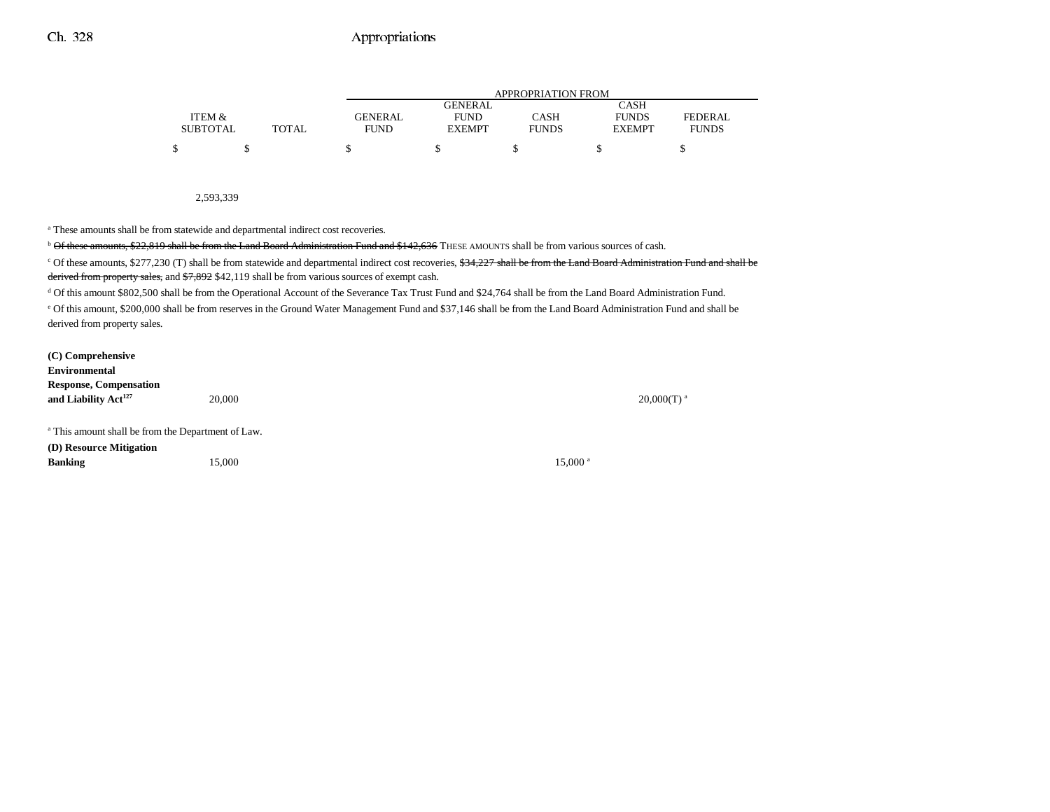| | ITEM & SUBTOTAL | TOTAL | GENERAL FUND | GENERAL FUND EXEMPT | CASH FUNDS | CASH FUNDS EXEMPT | FEDERAL FUNDS |
|---|---|---|---|---|---|---|---|
| | $ | $ | $ | $ | $ | $ | $ |
| | | 2,593,339 | | | | | |

[a] These amounts shall be from statewide and departmental indirect cost recoveries.

[b] ~~Of these amounts, $22,819 shall be from the Land Board Administration Fund and $142,636~~ THESE AMOUNTS shall be from various sources of cash.

[c] Of these amounts, $277,230 (T) shall be from statewide and departmental indirect cost recoveries, ~~$34,227 shall be from the Land Board Administration Fund and shall be derived from property sales,~~ and ~~$7,892~~ $42,119 shall be from various sources of exempt cash.

[d] Of this amount $802,500 shall be from the Operational Account of the Severance Tax Trust Fund and $24,764 shall be from the Land Board Administration Fund.

[e] Of this amount, $200,000 shall be from reserves in the Ground Water Management Fund and $37,146 shall be from the Land Board Administration Fund and shall be derived from property sales.

| | ITEM & SUBTOTAL | TOTAL | GENERAL FUND | GENERAL FUND EXEMPT | CASH FUNDS | CASH FUNDS EXEMPT | FEDERAL FUNDS |
|---|---|---|---|---|---|---|---|
| **(C) Comprehensive Environmental Response, Compensation and Liability Act**[127] | | 20,000 | | | | 20,000(T) [a] | |

[a] This amount shall be from the Department of Law.

| | ITEM & SUBTOTAL | TOTAL | GENERAL FUND | GENERAL FUND EXEMPT | CASH FUNDS | CASH FUNDS EXEMPT | FEDERAL FUNDS |
|---|---|---|---|---|---|---|---|
| **(D) Resource Mitigation Banking** | | 15,000 | | | 15,000 [a] | | |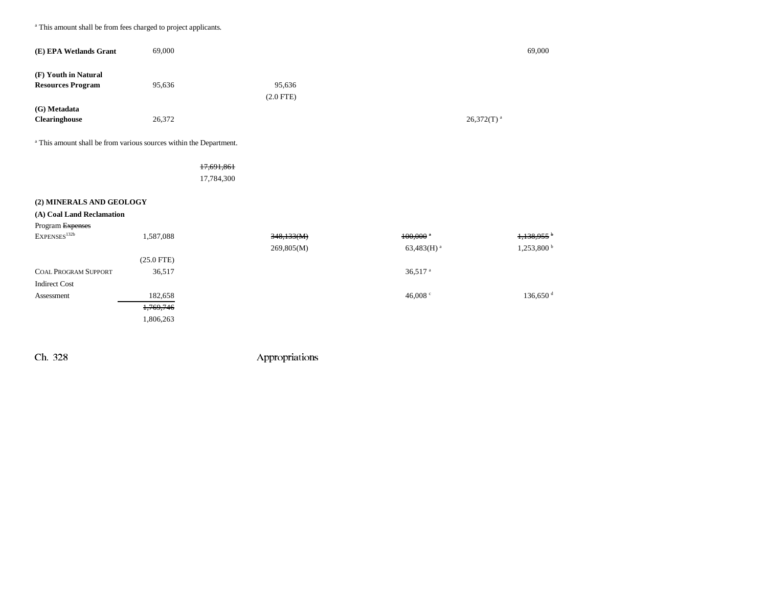[a] This amount shall be from fees charged to project applicants.

| | | | | | | |
|---|---|---|---|---|---|---|
| **(E) EPA Wetlands Grant** | 69,000 | | | | | 69,000 |
| **(F) Youth in Natural Resources Program** | 95,636 | | 95,636<br>(2.0 FTE) | | | |
| **(G) Metadata Clearinghouse** | 26,372 | | | | 26,372(T) [a] | |

[a] This amount shall be from various sources within the Department.

| | | | | | | |
|---|---|---|---|---|---|---|
| | | ~~17,691,861~~<br>17,784,300 | | | | |

**(2) MINERALS AND GEOLOGY**

**(A) Coal Land Reclamation**

| | | | | | | |
|---|---|---|---|---|---|---|
| Program ~~Expenses~~ EXPENSES[132b] | 1,587,088<br>(25.0 FTE) | | ~~348,133(M)~~<br>269,805(M) | ~~100,000~~ [a]<br>63,483(H) [a] | | ~~1,138,955~~ [b]<br>1,253,800 [b] |
| COAL PROGRAM SUPPORT | 36,517 | | | 36,517 [a] | | |
| Indirect Cost Assessment | 182,658 | | | 46,008 [c] | | 136,650 [d] |
| | ~~1,769,746~~<br>1,806,263 | | | | | |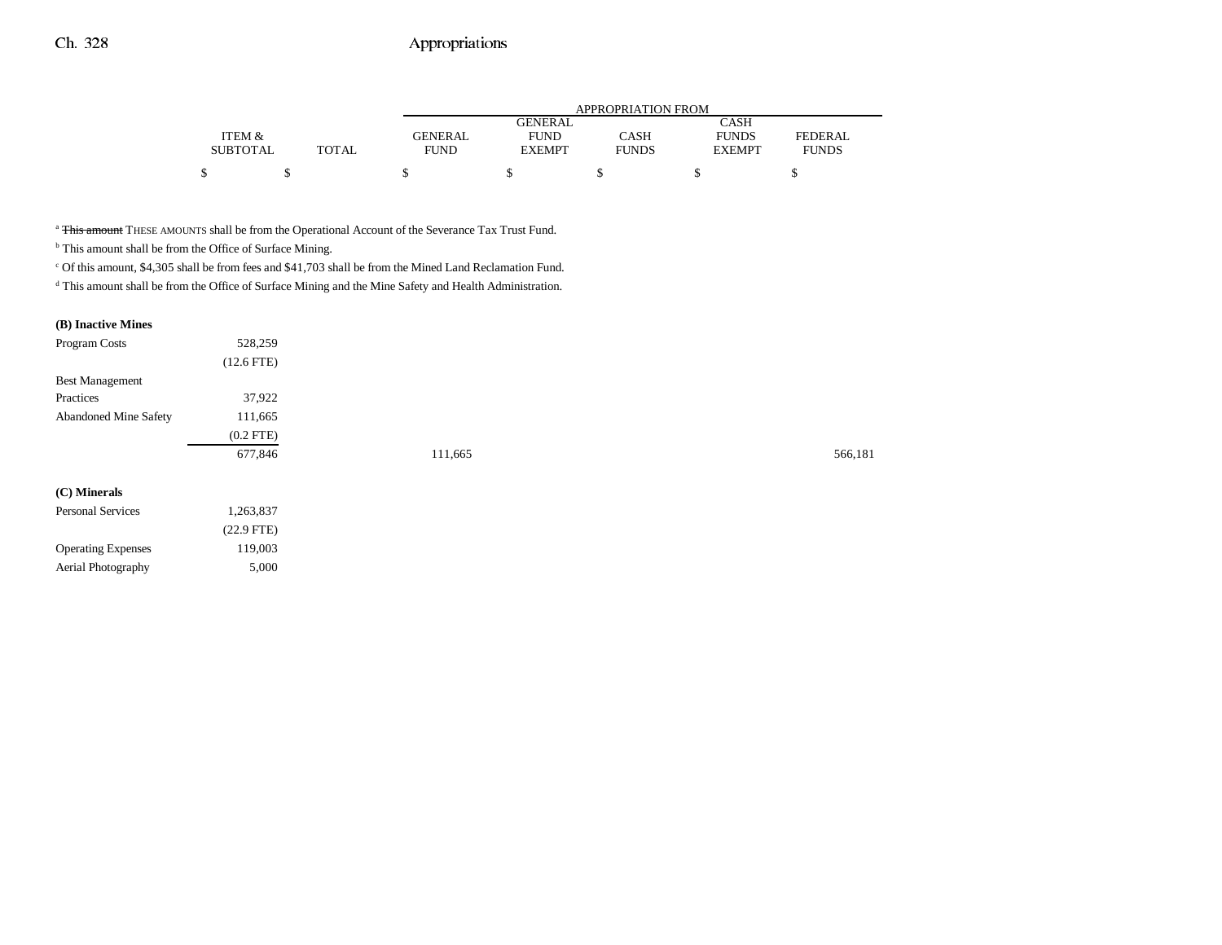| | ITEM & SUBTOTAL | TOTAL | GENERAL FUND | GENERAL FUND EXEMPT | CASH FUNDS | CASH FUNDS EXEMPT | FEDERAL FUNDS |
|---|---|---|---|---|---|---|---|
| | $ | $ | $ | $ | $ | $ | $ |

[a] ~~This amount~~ THESE AMOUNTS shall be from the Operational Account of the Severance Tax Trust Fund.

[b] This amount shall be from the Office of Surface Mining.

[c] Of this amount, $4,305 shall be from fees and $41,703 shall be from the Mined Land Reclamation Fund.

[d] This amount shall be from the Office of Surface Mining and the Mine Safety and Health Administration.

| | ITEM & SUBTOTAL | TOTAL | GENERAL FUND | GENERAL FUND EXEMPT | CASH FUNDS | CASH FUNDS EXEMPT | FEDERAL FUNDS |
|---|---|---|---|---|---|---|---|
| **(B) Inactive Mines** | | | | | | | |
| Program Costs | 528,259 | | | | | | |
| | (12.6 FTE) | | | | | | |
| Best Management Practices | 37,922 | | | | | | |
| Abandoned Mine Safety | 111,665 | | | | | | |
| | (0.2 FTE) | | | | | | |
| | 677,846 | | 111,665 | | | | 566,181 |
| **(C) Minerals** | | | | | | | |
| Personal Services | 1,263,837 | | | | | | |
| | (22.9 FTE) | | | | | | |
| Operating Expenses | 119,003 | | | | | | |
| Aerial Photography | 5,000 | | | | | | |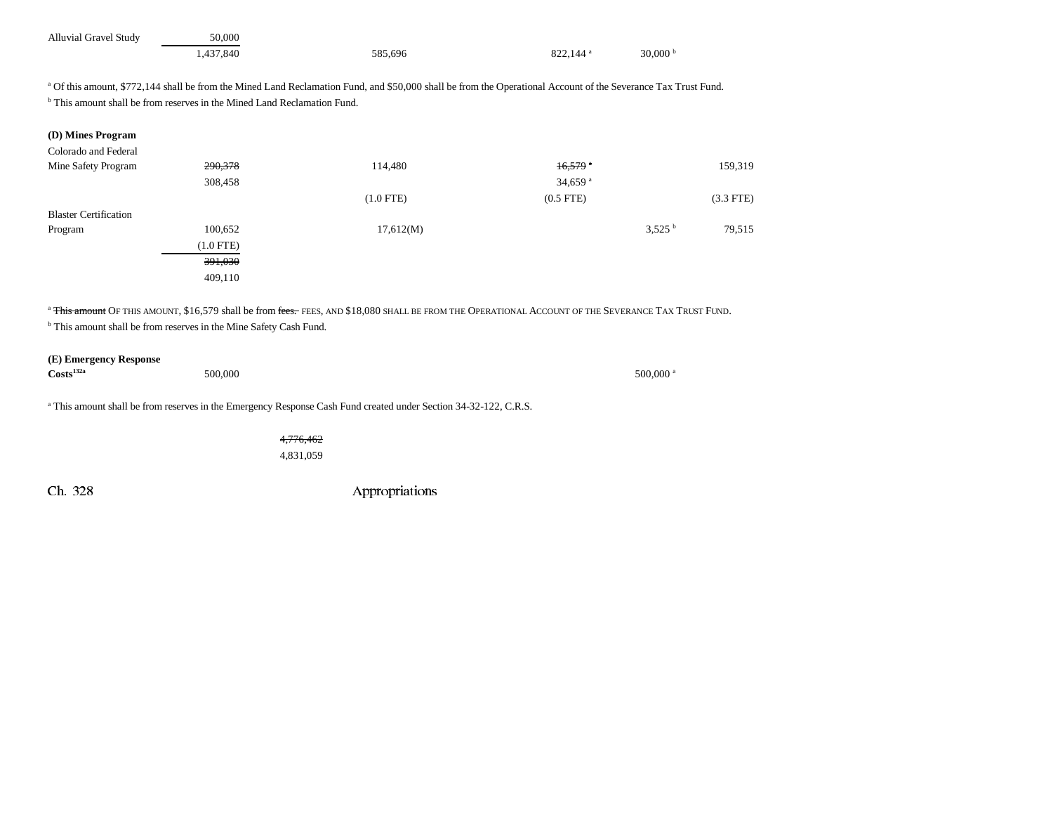| | | | | | |
|---|---|---|---|---|---|
| Alluvial Gravel Study | 50,000 | | | | |
| | 1,437,840 | 585,696 | 822,144 [a] | 30,000 [b] | |

[a] Of this amount, $772,144 shall be from the Mined Land Reclamation Fund, and $50,000 shall be from the Operational Account of the Severance Tax Trust Fund.
[b] This amount shall be from reserves in the Mined Land Reclamation Fund.

**(D) Mines Program**

| | | | | | |
|---|---|---|---|---|---|
| Colorado and Federal Mine Safety Program | ~~290,378~~ 308,458 | 114,480 (1.0 FTE) | ~~16,579 [a]~~ 34,659 [a] (0.5 FTE) | | 159,319 (3.3 FTE) |
| Blaster Certification Program | 100,652 (1.0 FTE) | 17,612(M) | | 3,525 [b] | 79,515 |
| | ~~391,030~~ 409,110 | | | | |

[a] ~~This amount~~ OF THIS AMOUNT, $16,579 shall be from ~~fees.~~ FEES, AND $18,080 SHALL BE FROM THE OPERATIONAL ACCOUNT OF THE SEVERANCE TAX TRUST FUND.
[b] This amount shall be from reserves in the Mine Safety Cash Fund.

**(E) Emergency Response Costs**[132a]

| | | | | | |
|---|---|---|---|---|---|
| | 500,000 | | | 500,000 [a] | |

[a] This amount shall be from reserves in the Emergency Response Cash Fund created under Section 34-32-122, C.R.S.

~~4,776,462~~
4,831,059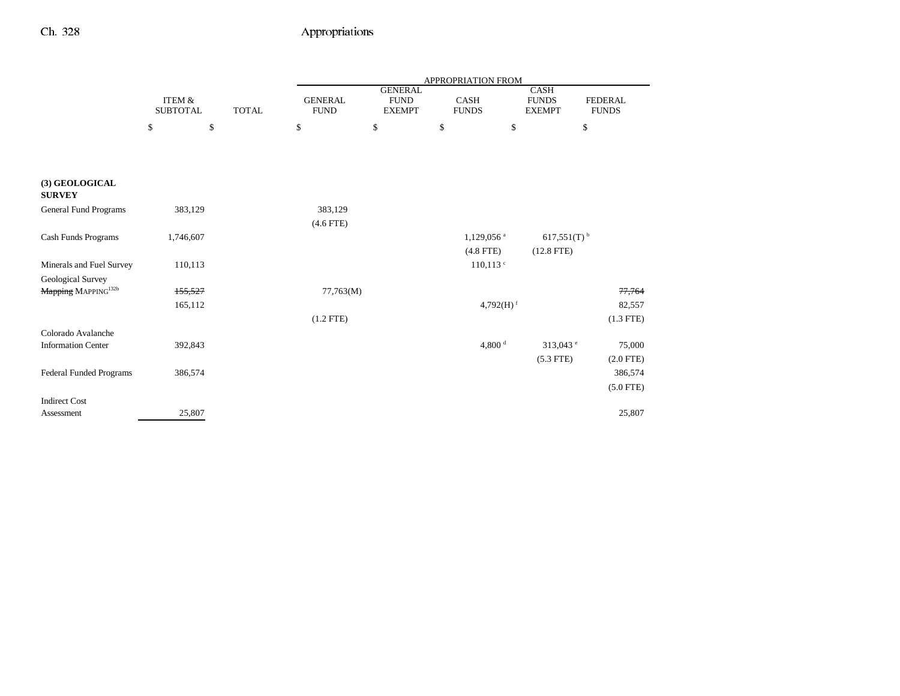| | ITEM & SUBTOTAL | TOTAL | GENERAL FUND | GENERAL FUND EXEMPT | CASH FUNDS | CASH FUNDS EXEMPT | FEDERAL FUNDS |
|---|---|---|---|---|---|---|---|
| | | | APPROPRIATION FROM | | | | |
| | $ | $ | $ | $ | $ | $ | $ |
| **(3) GEOLOGICAL SURVEY** | | | | | | | |
| General Fund Programs | 383,129 | | 383,129 | | | | |
| | | | (4.6 FTE) | | | | |
| Cash Funds Programs | 1,746,607 | | | | 1,129,056[a] | 617,551(T)[b] | |
| | | | | | (4.8 FTE) | (12.8 FTE) | |
| Minerals and Fuel Survey | 110,113 | | | | 110,113[c] | | |
| Geological Survey ~~Mapping~~ MAPPING[132b] | ~~155,527~~ | | 77,763(M) | | | | ~~77,764~~ |
| | 165,112 | | | | 4,792(H)[f] | | 82,557 |
| | | | (1.2 FTE) | | | | (1.3 FTE) |
| Colorado Avalanche Information Center | 392,843 | | | | 4,800[d] | 313,043[e] | 75,000 |
| | | | | | | (5.3 FTE) | (2.0 FTE) |
| Federal Funded Programs | 386,574 | | | | | | 386,574 |
| | | | | | | | (5.0 FTE) |
| Indirect Cost Assessment | 25,807 | | | | | | 25,807 |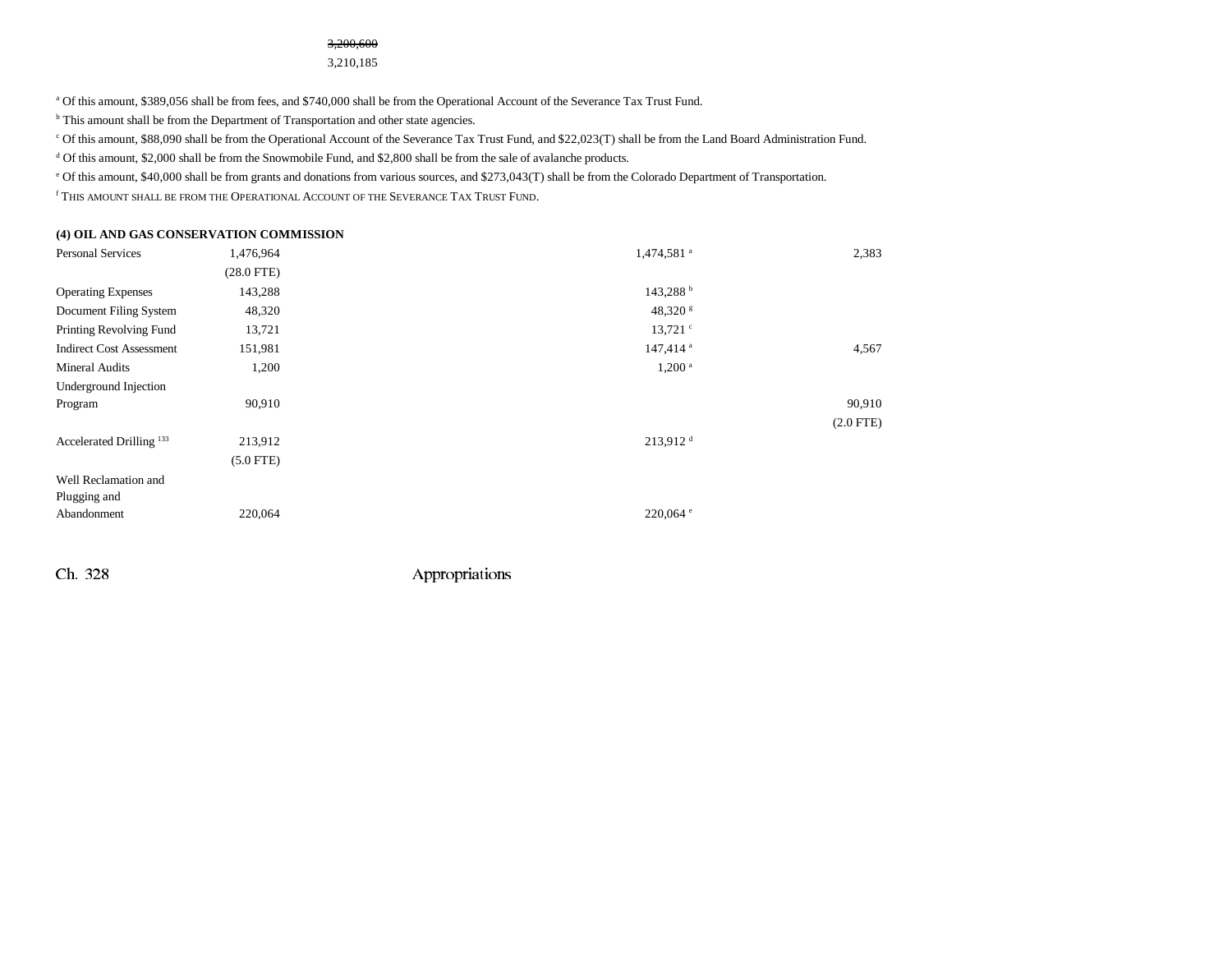~~3,200,600~~
3,210,185

[a] Of this amount, $389,056 shall be from fees, and $740,000 shall be from the Operational Account of the Severance Tax Trust Fund.

[b] This amount shall be from the Department of Transportation and other state agencies.

[c] Of this amount, $88,090 shall be from the Operational Account of the Severance Tax Trust Fund, and $22,023(T) shall be from the Land Board Administration Fund.

[d] Of this amount, $2,000 shall be from the Snowmobile Fund, and $2,800 shall be from the sale of avalanche products.

[e] Of this amount, $40,000 shall be from grants and donations from various sources, and $273,043(T) shall be from the Colorado Department of Transportation.

[f] THIS AMOUNT SHALL BE FROM THE OPERATIONAL ACCOUNT OF THE SEVERANCE TAX TRUST FUND.

**(4) OIL AND GAS CONSERVATION COMMISSION**

| | | | | |
|---|---|---|---|---|
| Personal Services | 1,476,964 | | 1,474,581 [a] | 2,383 |
| | (28.0 FTE) | | | |
| Operating Expenses | 143,288 | | 143,288 [b] | |
| Document Filing System | 48,320 | | 48,320 [g] | |
| Printing Revolving Fund | 13,721 | | 13,721 [c] | |
| Indirect Cost Assessment | 151,981 | | 147,414 [a] | 4,567 |
| Mineral Audits | 1,200 | | 1,200 [a] | |
| Underground Injection Program | 90,910 | | | 90,910 |
| | | | | (2.0 FTE) |
| Accelerated Drilling [133] | 213,912 | | 213,912 [d] | |
| | (5.0 FTE) | | | |
| Well Reclamation and Plugging and Abandonment | 220,064 | | 220,064 [e] | |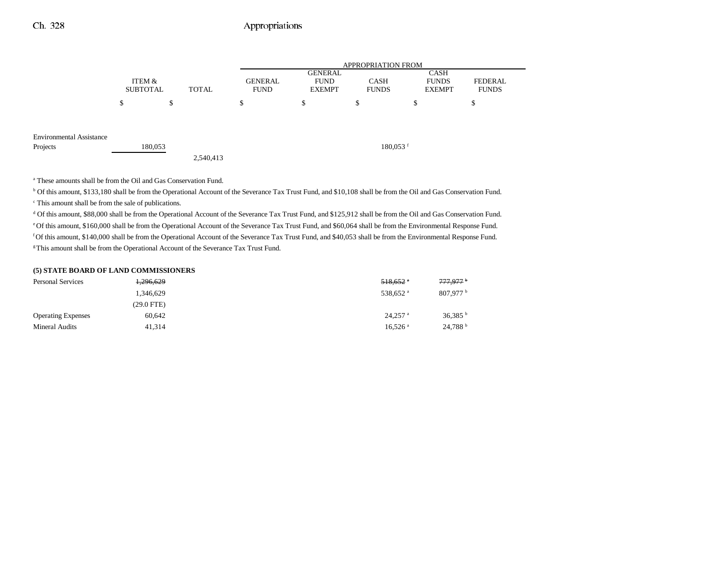| | ITEM & SUBTOTAL | TOTAL | APPROPRIATION FROM GENERAL FUND | GENERAL FUND EXEMPT | CASH FUNDS | CASH FUNDS EXEMPT | FEDERAL FUNDS |
|---|---|---|---|---|---|---|---|
| | $ | $ | $ | $ | $ | $ | $ |
| Environmental Assistance Projects | 180,053 | | | | 180,053 [f] | | |
| | | 2,540,413 | | | | | |

[a] These amounts shall be from the Oil and Gas Conservation Fund.

[b] Of this amount, $133,180 shall be from the Operational Account of the Severance Tax Trust Fund, and $10,108 shall be from the Oil and Gas Conservation Fund.

[c] This amount shall be from the sale of publications.

[d] Of this amount, $88,000 shall be from the Operational Account of the Severance Tax Trust Fund, and $125,912 shall be from the Oil and Gas Conservation Fund.

[e] Of this amount, $160,000 shall be from the Operational Account of the Severance Tax Trust Fund, and $60,064 shall be from the Environmental Response Fund.

[f] Of this amount, $140,000 shall be from the Operational Account of the Severance Tax Trust Fund, and $40,053 shall be from the Environmental Response Fund.

[g] This amount shall be from the Operational Account of the Severance Tax Trust Fund.

**(5) STATE BOARD OF LAND COMMISSIONERS**

| | ITEM & SUBTOTAL | TOTAL | GENERAL FUND | GENERAL FUND EXEMPT | CASH FUNDS | CASH FUNDS EXEMPT | FEDERAL FUNDS |
|---|---|---|---|---|---|---|---|
| Personal Services | ~~1,296,629~~ | | | | ~~518,652 [a]~~ | ~~777,977 [b]~~ | |
| | 1,346,629 | | | | 538,652 [a] | 807,977 [b] | |
| | (29.0 FTE) | | | | | | |
| Operating Expenses | 60,642 | | | | 24,257 [a] | 36,385 [b] | |
| Mineral Audits | 41,314 | | | | 16,526 [a] | 24,788 [b] | |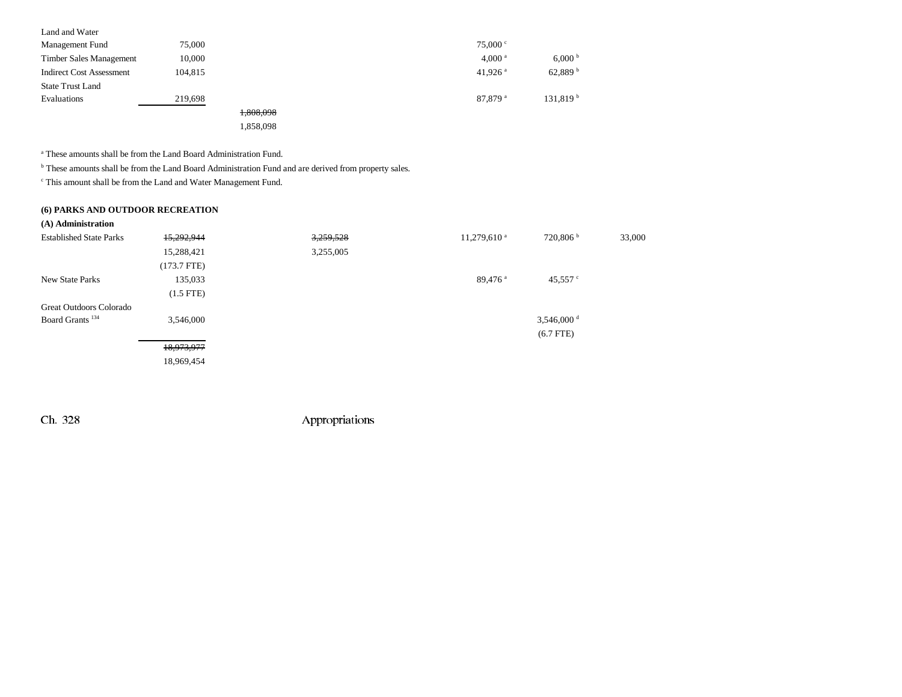| | | | | | | |
|---|---|---|---|---|---|---|
| Land and Water Management Fund | 75,000 | | | 75,000 [c] | | |
| Timber Sales Management | 10,000 | | | 4,000 [a] | 6,000 [b] | |
| Indirect Cost Assessment | 104,815 | | | 41,926 [a] | 62,889 [b] | |
| State Trust Land Evaluations | 219,698 | | | 87,879 [a] | 131,819 [b] | |
| | | ~~1,808,098~~ 1,858,098 | | | | |

[a] These amounts shall be from the Land Board Administration Fund.

[b] These amounts shall be from the Land Board Administration Fund and are derived from property sales.

[c] This amount shall be from the Land and Water Management Fund.

**(6) PARKS AND OUTDOOR RECREATION**

**(A) Administration**

| | | | | | | |
|---|---|---|---|---|---|---|
| Established State Parks | ~~15,292,944~~ 15,288,421 (173.7 FTE) | | ~~3,259,528~~ 3,255,005 | 11,279,610 [a] | 720,806 [b] | 33,000 |
| New State Parks | 135,033 (1.5 FTE) | | | 89,476 [a] | 45,557 [c] | |
| Great Outdoors Colorado Board Grants [134] | 3,546,000 | | | | 3,546,000 [d] (6.7 FTE) | |
| | ~~18,973,977~~ 18,969,454 | | | | | |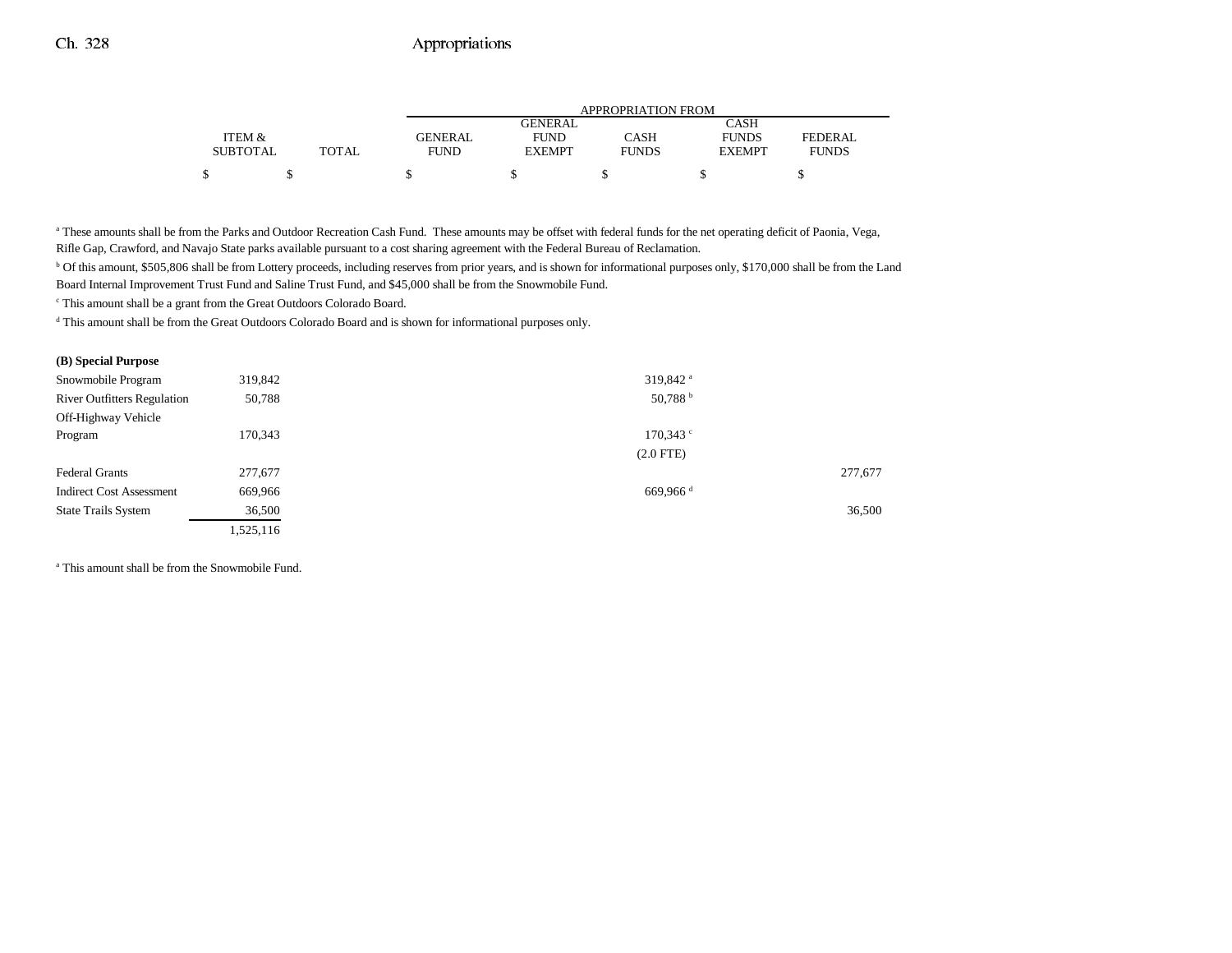| | ITEM & SUBTOTAL | TOTAL | GENERAL FUND | GENERAL FUND EXEMPT | CASH FUNDS | CASH FUNDS EXEMPT | FEDERAL FUNDS |
|---|---|---|---|---|---|---|---|
| | $ | $ | $ | $ | $ | $ | $ |

[a] These amounts shall be from the Parks and Outdoor Recreation Cash Fund. These amounts may be offset with federal funds for the net operating deficit of Paonia, Vega, Rifle Gap, Crawford, and Navajo State parks available pursuant to a cost sharing agreement with the Federal Bureau of Reclamation.

[b] Of this amount, $505,806 shall be from Lottery proceeds, including reserves from prior years, and is shown for informational purposes only, $170,000 shall be from the Land Board Internal Improvement Trust Fund and Saline Trust Fund, and $45,000 shall be from the Snowmobile Fund.

[c] This amount shall be a grant from the Great Outdoors Colorado Board.

[d] This amount shall be from the Great Outdoors Colorado Board and is shown for informational purposes only.

| | ITEM & SUBTOTAL | TOTAL | GENERAL FUND | GENERAL FUND EXEMPT | CASH FUNDS | CASH FUNDS EXEMPT | FEDERAL FUNDS |
|---|---|---|---|---|---|---|---|
| **(B) Special Purpose** | | | | | | | |
| Snowmobile Program | 319,842 | | | | 319,842 [a] | | |
| River Outfitters Regulation | 50,788 | | | | 50,788 [b] | | |
| Off-Highway Vehicle Program | 170,343 | | | | 170,343 [c] | | |
| | | | | | (2.0 FTE) | | |
| Federal Grants | 277,677 | | | | | | 277,677 |
| Indirect Cost Assessment | 669,966 | | | | 669,966 [d] | | |
| State Trails System | 36,500 | | | | | | 36,500 |
| | 1,525,116 | | | | | | |

[a] This amount shall be from the Snowmobile Fund.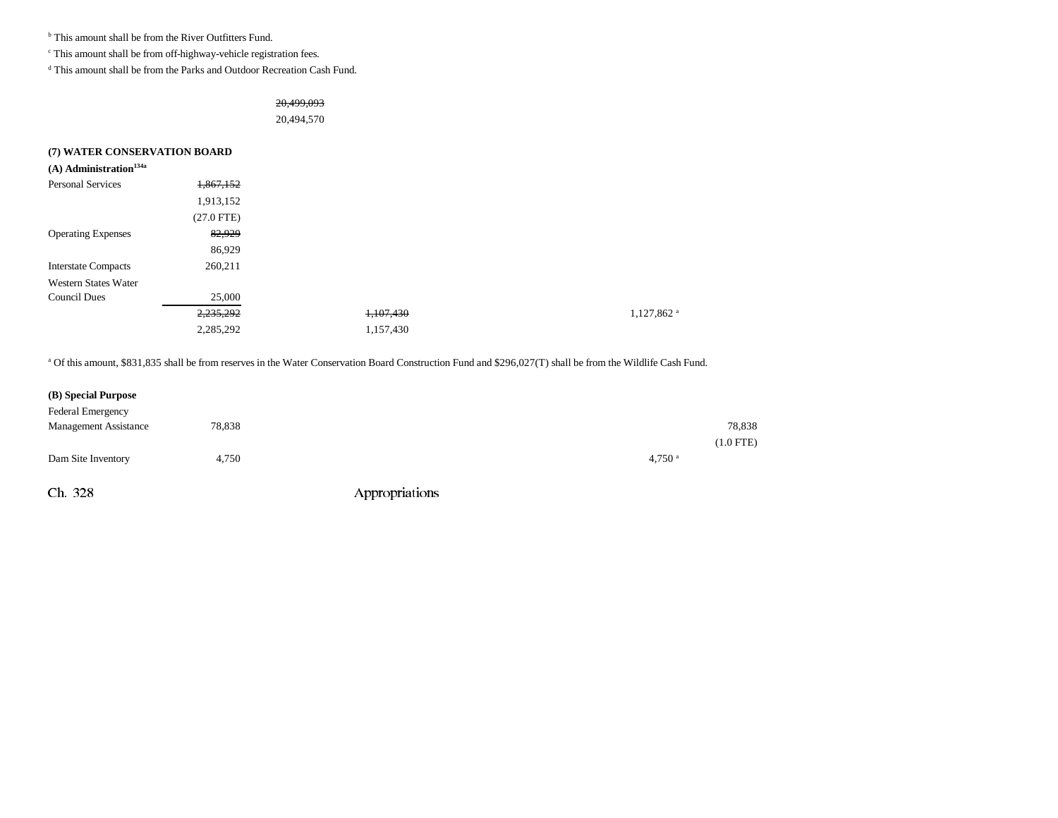[b] This amount shall be from the River Outfitters Fund.

[c] This amount shall be from off-highway-vehicle registration fees.

[d] This amount shall be from the Parks and Outdoor Recreation Cash Fund.

| | | | | | |
|---|---|---|---|---|---|
| | | ~~20,499,093~~ | | | |
| | | 20,494,570 | | | |

**(7) WATER CONSERVATION BOARD**

**(A) Administration**[134a]

| | | | | | |
|---|---|---|---|---|---|
| Personal Services | ~~1,867,152~~ | | | | |
| | 1,913,152 | | | | |
| | (27.0 FTE) | | | | |
| Operating Expenses | ~~82,929~~ | | | | |
| | 86,929 | | | | |
| Interstate Compacts | 260,211 | | | | |
| Western States Water Council Dues | 25,000 | | | | |
| | ~~2,235,292~~ | | ~~1,107,430~~ | 1,127,862 [a] | |
| | 2,285,292 | | 1,157,430 | | |

[a] Of this amount, $831,835 shall be from reserves in the Water Conservation Board Construction Fund and $296,027(T) shall be from the Wildlife Cash Fund.

**(B) Special Purpose**

| | | | | | |
|---|---|---|---|---|---|
| Federal Emergency Management Assistance | 78,838 | | | | 78,838 |
| | | | | | (1.0 FTE) |
| Dam Site Inventory | 4,750 | | | 4,750 [a] | |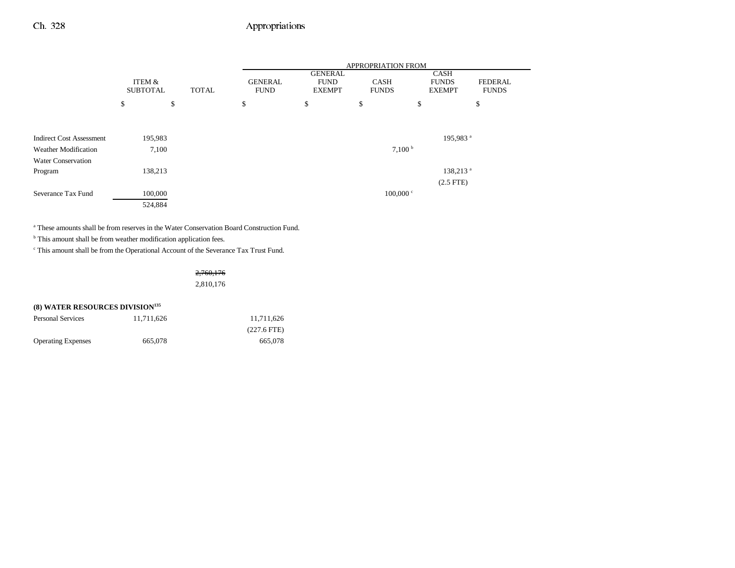| | ITEM & SUBTOTAL | TOTAL | APPROPRIATION FROM GENERAL FUND | GENERAL FUND EXEMPT | CASH FUNDS | CASH FUNDS EXEMPT | FEDERAL FUNDS |
|---|---|---|---|---|---|---|---|
| | $ | $ | $ | $ | $ | $ | $ |
| Indirect Cost Assessment | 195,983 | | | | | 195,983[a] | |
| Weather Modification | 7,100 | | | | 7,100[b] | | |
| Water Conservation Program | 138,213 | | | | | 138,213[a] (2.5 FTE) | |
| Severance Tax Fund | 100,000 | | | | 100,000[c] | | |
| | 524,884 | | | | | | |

[a] These amounts shall be from reserves in the Water Conservation Board Construction Fund.

[b] This amount shall be from weather modification application fees.

[c] This amount shall be from the Operational Account of the Severance Tax Trust Fund.

| | ITEM & SUBTOTAL | TOTAL | GENERAL FUND | GENERAL FUND EXEMPT | CASH FUNDS | CASH FUNDS EXEMPT | FEDERAL FUNDS |
|---|---|---|---|---|---|---|---|
| | | ~~2,760,176~~ 2,810,176 | | | | | |

**(8) WATER RESOURCES DIVISION[135]**

| | ITEM & SUBTOTAL | TOTAL | GENERAL FUND | GENERAL FUND EXEMPT | CASH FUNDS | CASH FUNDS EXEMPT | FEDERAL FUNDS |
|---|---|---|---|---|---|---|---|
| Personal Services | 11,711,626 | | 11,711,626 (227.6 FTE) | | | | |
| Operating Expenses | 665,078 | | 665,078 | | | | |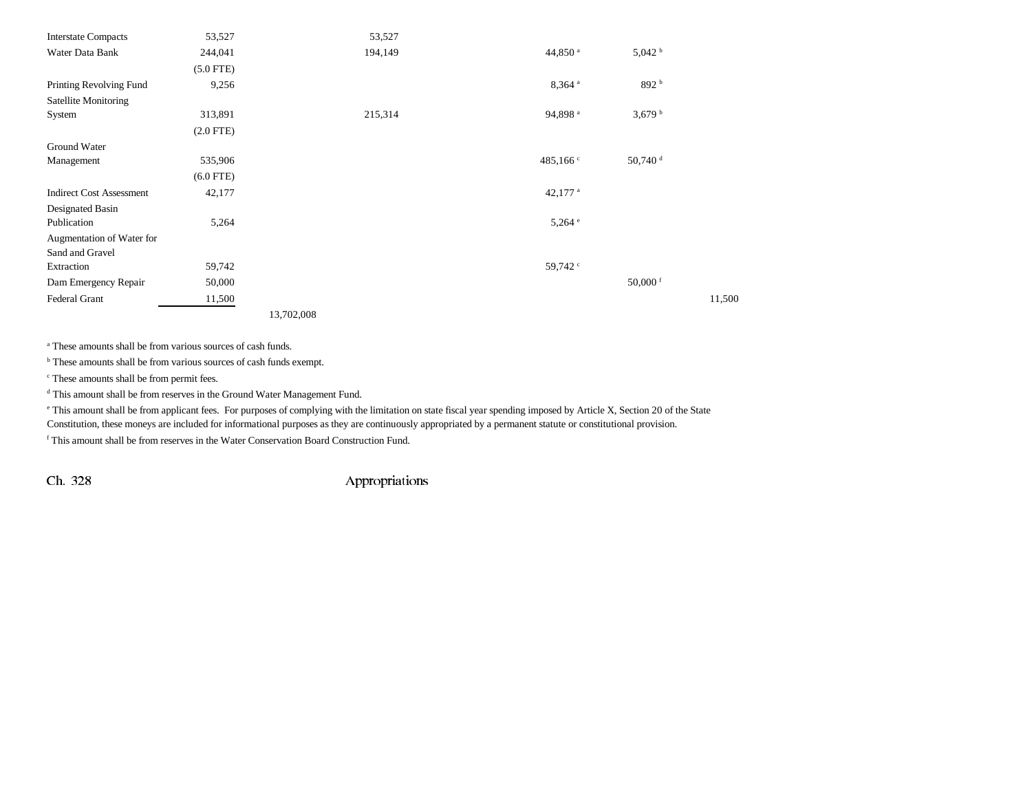| | | | | | | |
|---|---|---|---|---|---|---|
| Interstate Compacts | 53,527 | | 53,527 | | | |
| Water Data Bank | 244,041 | | 194,149 | 44,850 [a] | 5,042 [b] | |
| | (5.0 FTE) | | | | | |
| Printing Revolving Fund | 9,256 | | | 8,364 [a] | 892 [b] | |
| Satellite Monitoring System | 313,891 | | 215,314 | 94,898 [a] | 3,679 [b] | |
| | (2.0 FTE) | | | | | |
| Ground Water Management | 535,906 | | | 485,166 [c] | 50,740 [d] | |
| | (6.0 FTE) | | | | | |
| Indirect Cost Assessment | 42,177 | | | 42,177 [a] | | |
| Designated Basin Publication | 5,264 | | | 5,264 [e] | | |
| Augmentation of Water for Sand and Gravel Extraction | 59,742 | | | 59,742 [c] | | |
| Dam Emergency Repair | 50,000 | | | | 50,000 [f] | |
| Federal Grant | 11,500 | | | | | 11,500 |
| | | 13,702,008 | | | | |

[a] These amounts shall be from various sources of cash funds.

[b] These amounts shall be from various sources of cash funds exempt.

[c] These amounts shall be from permit fees.

[d] This amount shall be from reserves in the Ground Water Management Fund.

[e] This amount shall be from applicant fees. For purposes of complying with the limitation on state fiscal year spending imposed by Article X, Section 20 of the State Constitution, these moneys are included for informational purposes as they are continuously appropriated by a permanent statute or constitutional provision.

[f] This amount shall be from reserves in the Water Conservation Board Construction Fund.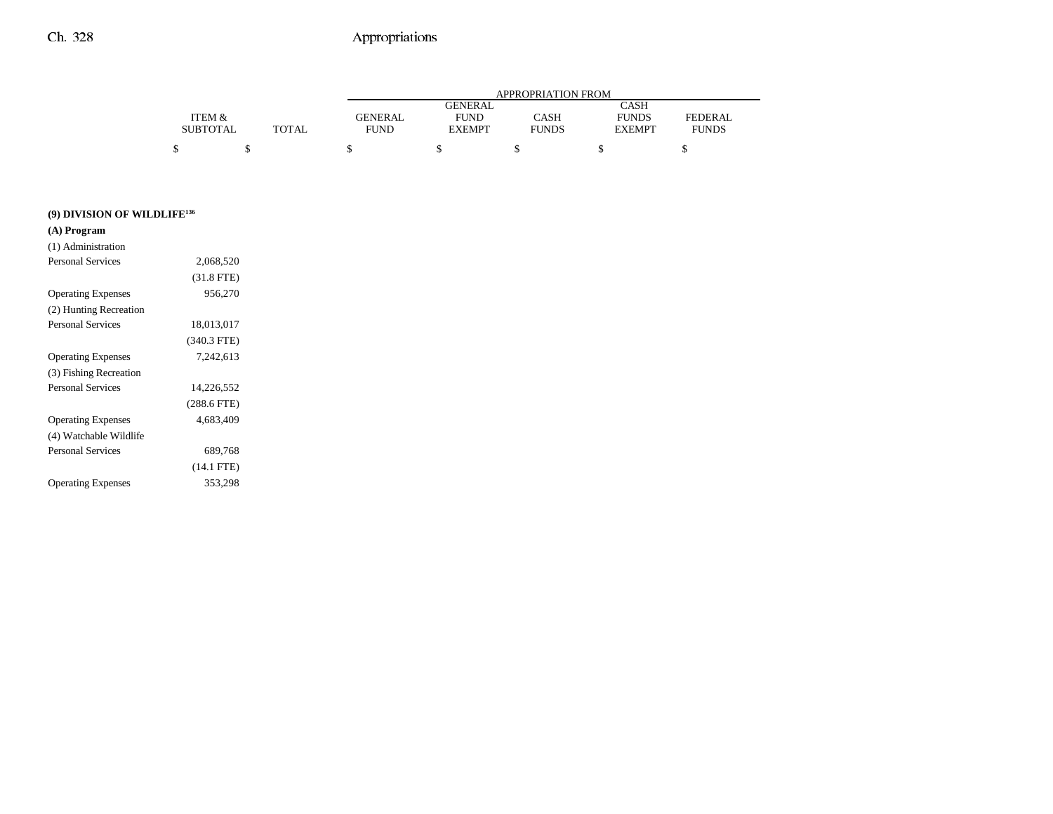| | ITEM & SUBTOTAL | TOTAL | APPROPRIATION FROM GENERAL FUND | GENERAL FUND EXEMPT | CASH FUNDS | CASH FUNDS EXEMPT | FEDERAL FUNDS |
|---|---|---|---|---|---|---|---|
| | $ | $ | $ | $ | $ | $ | $ |
| **(9) DIVISION OF WILDLIFE[136]** | | | | | | | |
| **(A) Program** | | | | | | | |
| (1) Administration | | | | | | | |
| Personal Services | 2,068,520 | | | | | | |
| | (31.8 FTE) | | | | | | |
| Operating Expenses | 956,270 | | | | | | |
| (2) Hunting Recreation | | | | | | | |
| Personal Services | 18,013,017 | | | | | | |
| | (340.3 FTE) | | | | | | |
| Operating Expenses | 7,242,613 | | | | | | |
| (3) Fishing Recreation | | | | | | | |
| Personal Services | 14,226,552 | | | | | | |
| | (288.6 FTE) | | | | | | |
| Operating Expenses | 4,683,409 | | | | | | |
| (4) Watchable Wildlife | | | | | | | |
| Personal Services | 689,768 | | | | | | |
| | (14.1 FTE) | | | | | | |
| Operating Expenses | 353,298 | | | | | | |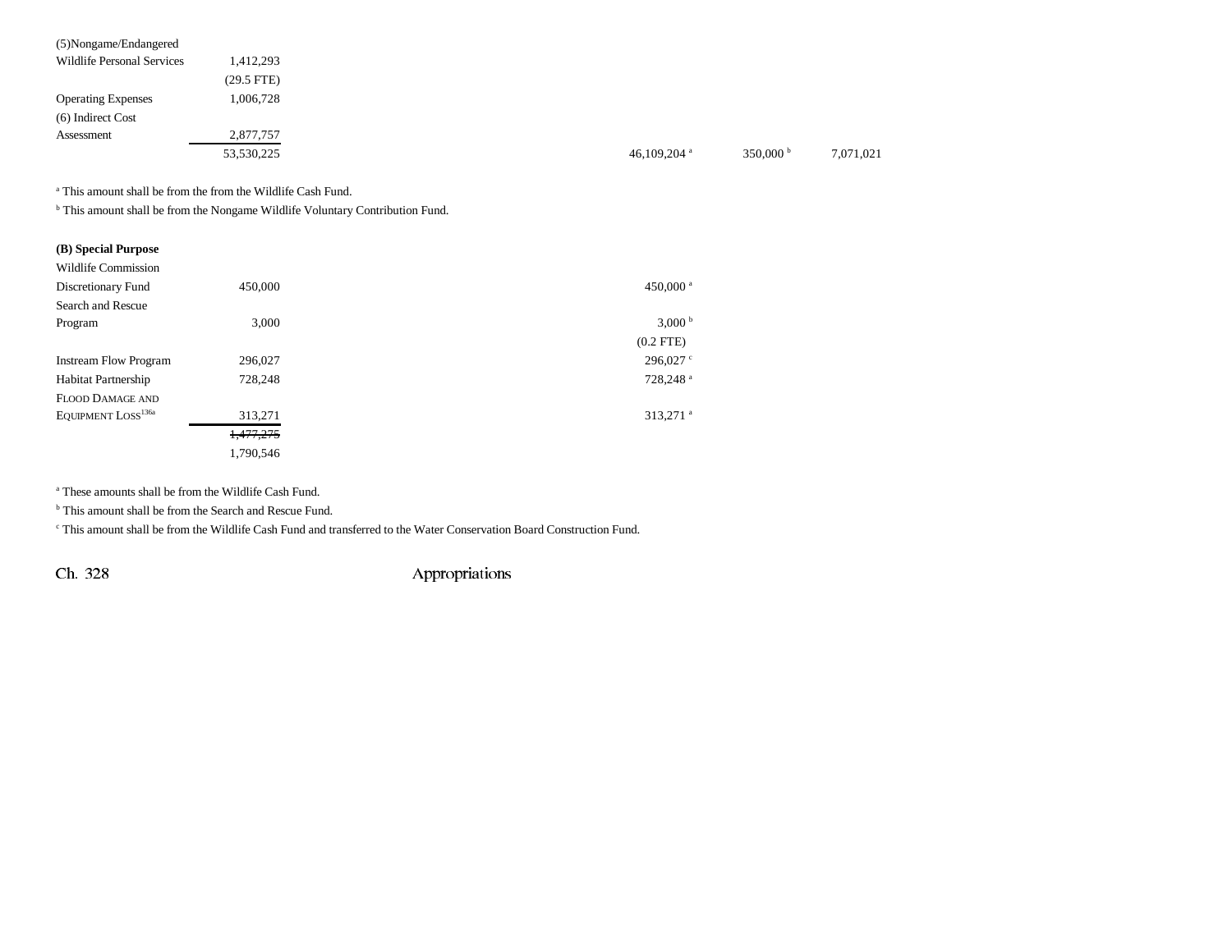| | | | | | | |
|---|---|---|---|---|---|---|
| (5)Nongame/Endangered Wildlife Personal Services | 1,412,293 | | | | | |
| | (29.5 FTE) | | | | | |
| Operating Expenses | 1,006,728 | | | | | |
| (6) Indirect Cost Assessment | 2,877,757 | | | | | |
| | 53,530,225 | | | 46,109,204 [a] | 350,000 [b] | 7,071,021 |

[a] This amount shall be from the from the Wildlife Cash Fund.

[b] This amount shall be from the Nongame Wildlife Voluntary Contribution Fund.

**(B) Special Purpose**

| | | | |
|---|---|---|---|
| Wildlife Commission Discretionary Fund | 450,000 | | 450,000 [a] |
| Search and Rescue Program | 3,000 | | 3,000 [b] |
| | | | (0.2 FTE) |
| Instream Flow Program | 296,027 | | 296,027 [c] |
| Habitat Partnership | 728,248 | | 728,248 [a] |
| FLOOD DAMAGE AND EQUIPMENT LOSS[136a] | 313,271 | | 313,271 [a] |
| | ~~1,477,275~~ | | |
| | 1,790,546 | | |

[a] These amounts shall be from the Wildlife Cash Fund.

[b] This amount shall be from the Search and Rescue Fund.

[c] This amount shall be from the Wildlife Cash Fund and transferred to the Water Conservation Board Construction Fund.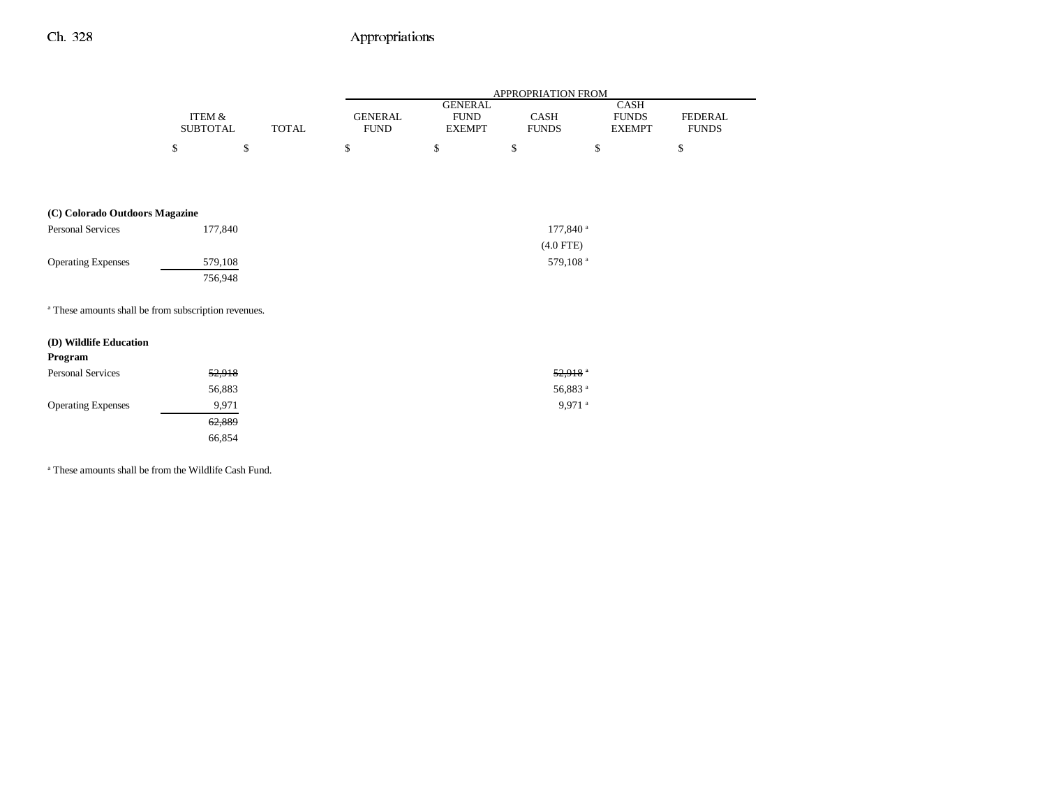| | ITEM & SUBTOTAL | TOTAL | APPROPRIATION FROM GENERAL FUND | GENERAL FUND EXEMPT | CASH FUNDS | CASH FUNDS EXEMPT | FEDERAL FUNDS |
|---|---|---|---|---|---|---|---|
| | $ | $ | $ | $ | $ | $ | $ |
| **(C) Colorado Outdoors Magazine** | | | | | | | |
| Personal Services | 177,840 | | | | 177,840 [a] | | |
| | | | | | (4.0 FTE) | | |
| Operating Expenses | 579,108 | | | | 579,108 [a] | | |
| | 756,948 | | | | | | |

[a] These amounts shall be from subscription revenues.

| | ITEM & SUBTOTAL | TOTAL | GENERAL FUND | GENERAL FUND EXEMPT | CASH FUNDS | CASH FUNDS EXEMPT | FEDERAL FUNDS |
|---|---|---|---|---|---|---|---|
| **(D) Wildlife Education Program** | | | | | | | |
| Personal Services | ~~52,918~~ | | | | ~~52,918 [a]~~ | | |
| | 56,883 | | | | 56,883 [a] | | |
| Operating Expenses | 9,971 | | | | 9,971 [a] | | |
| | ~~62,889~~ | | | | | | |
| | 66,854 | | | | | | |

[a] These amounts shall be from the Wildlife Cash Fund.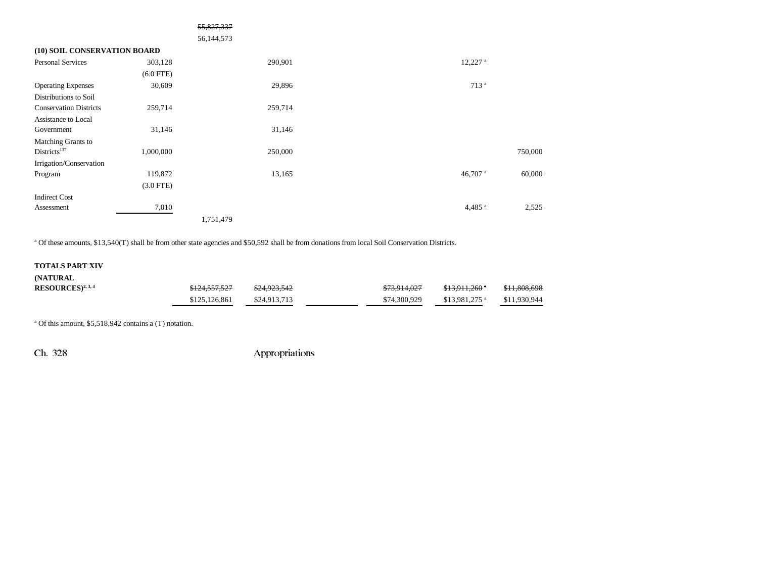| | | | | | | | |
|---|---|---|---|---|---|---|---|
| | | ~~55,827,337~~ | | | | | |
| | | 56,144,573 | | | | | |
| **(10) SOIL CONSERVATION BOARD** | | | | | | | |
| Personal Services | 303,128 | | 290,901 | | | 12,227 [a] | |
| | (6.0 FTE) | | | | | | |
| Operating Expenses | 30,609 | | 29,896 | | | 713 [a] | |
| Distributions to Soil Conservation Districts | 259,714 | | 259,714 | | | | |
| Assistance to Local Government | 31,146 | | 31,146 | | | | |
| Matching Grants to Districts[137] | 1,000,000 | | 250,000 | | | | 750,000 |
| Irrigation/Conservation Program | 119,872 | | 13,165 | | | 46,707 [a] | 60,000 |
| | (3.0 FTE) | | | | | | |
| Indirect Cost Assessment | 7,010 | | | | | 4,485 [a] | 2,525 |
| | | 1,751,479 | | | | | |

[a] Of these amounts, $13,540(T) shall be from other state agencies and $50,592 shall be from donations from local Soil Conservation Districts.

| | | | | | | |
|---|---|---|---|---|---|---|
| **TOTALS PART XIV (NATURAL RESOURCES)**[2, 3, 4] | ~~$124,557,527~~ | ~~$24,923,542~~ | | ~~$73,914,027~~ | ~~$13,911,260~~ [a] | ~~$11,808,698~~ |
| | $125,126,861 | $24,913,713 | | $74,300,929 | $13,981,275 [a] | $11,930,944 |

[a] Of this amount, $5,518,942 contains a (T) notation.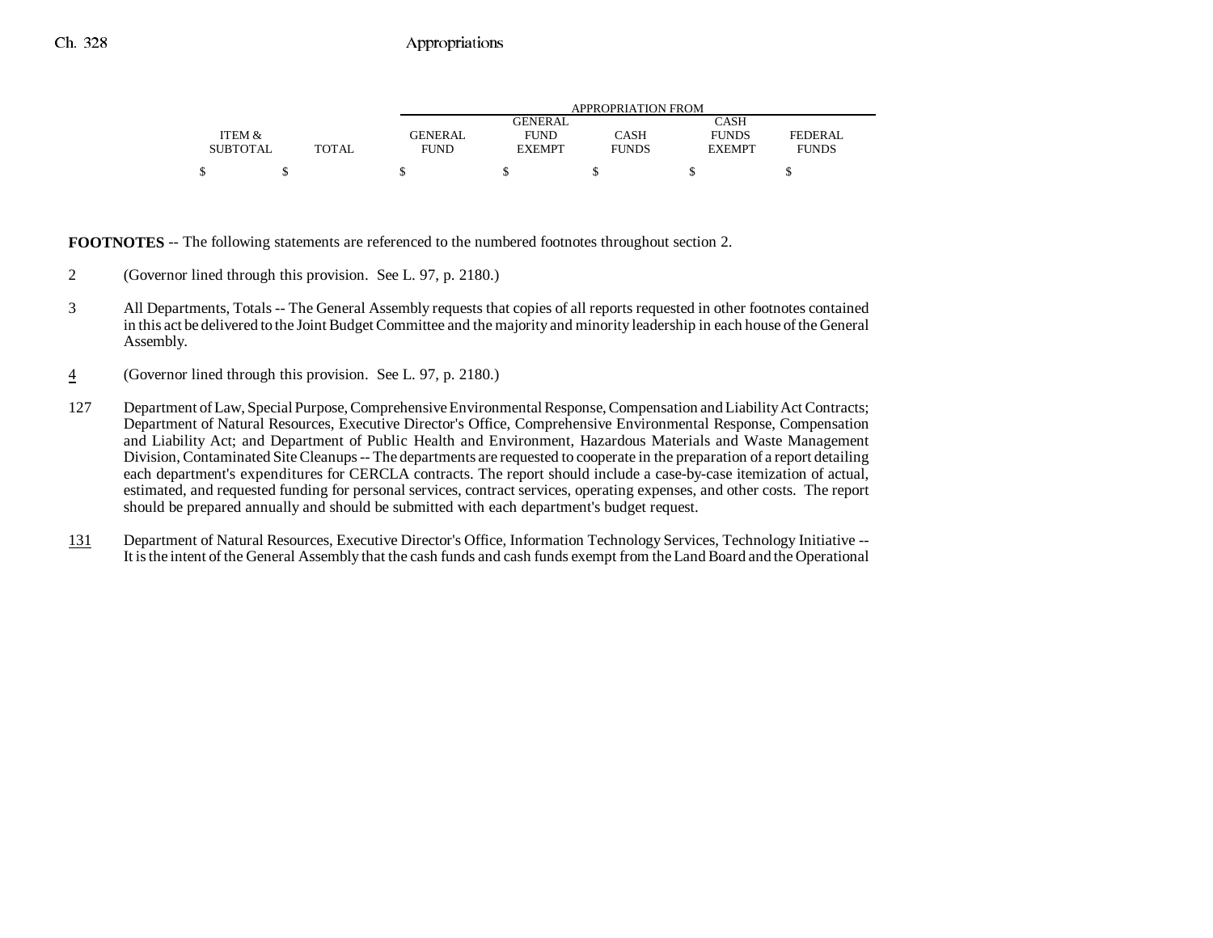| ITEM & SUBTOTAL | TOTAL | GENERAL FUND | GENERAL FUND EXEMPT | CASH FUNDS | CASH FUNDS EXEMPT | FEDERAL FUNDS |
|---|---|---|---|---|---|---|
| $ | $ | $ | $ | $ | $ | $ |

**FOOTNOTES** -- The following statements are referenced to the numbered footnotes throughout section 2.

2 (Governor lined through this provision. See L. 97, p. 2180.)

3 All Departments, Totals -- The General Assembly requests that copies of all reports requested in other footnotes contained in this act be delivered to the Joint Budget Committee and the majority and minority leadership in each house of the General Assembly.

4 (Governor lined through this provision. See L. 97, p. 2180.)

127 Department of Law, Special Purpose, Comprehensive Environmental Response, Compensation and Liability Act Contracts; Department of Natural Resources, Executive Director's Office, Comprehensive Environmental Response, Compensation and Liability Act; and Department of Public Health and Environment, Hazardous Materials and Waste Management Division, Contaminated Site Cleanups -- The departments are requested to cooperate in the preparation of a report detailing each department's expenditures for CERCLA contracts. The report should include a case-by-case itemization of actual, estimated, and requested funding for personal services, contract services, operating expenses, and other costs. The report should be prepared annually and should be submitted with each department's budget request.

131 Department of Natural Resources, Executive Director's Office, Information Technology Services, Technology Initiative -- It is the intent of the General Assembly that the cash funds and cash funds exempt from the Land Board and the Operational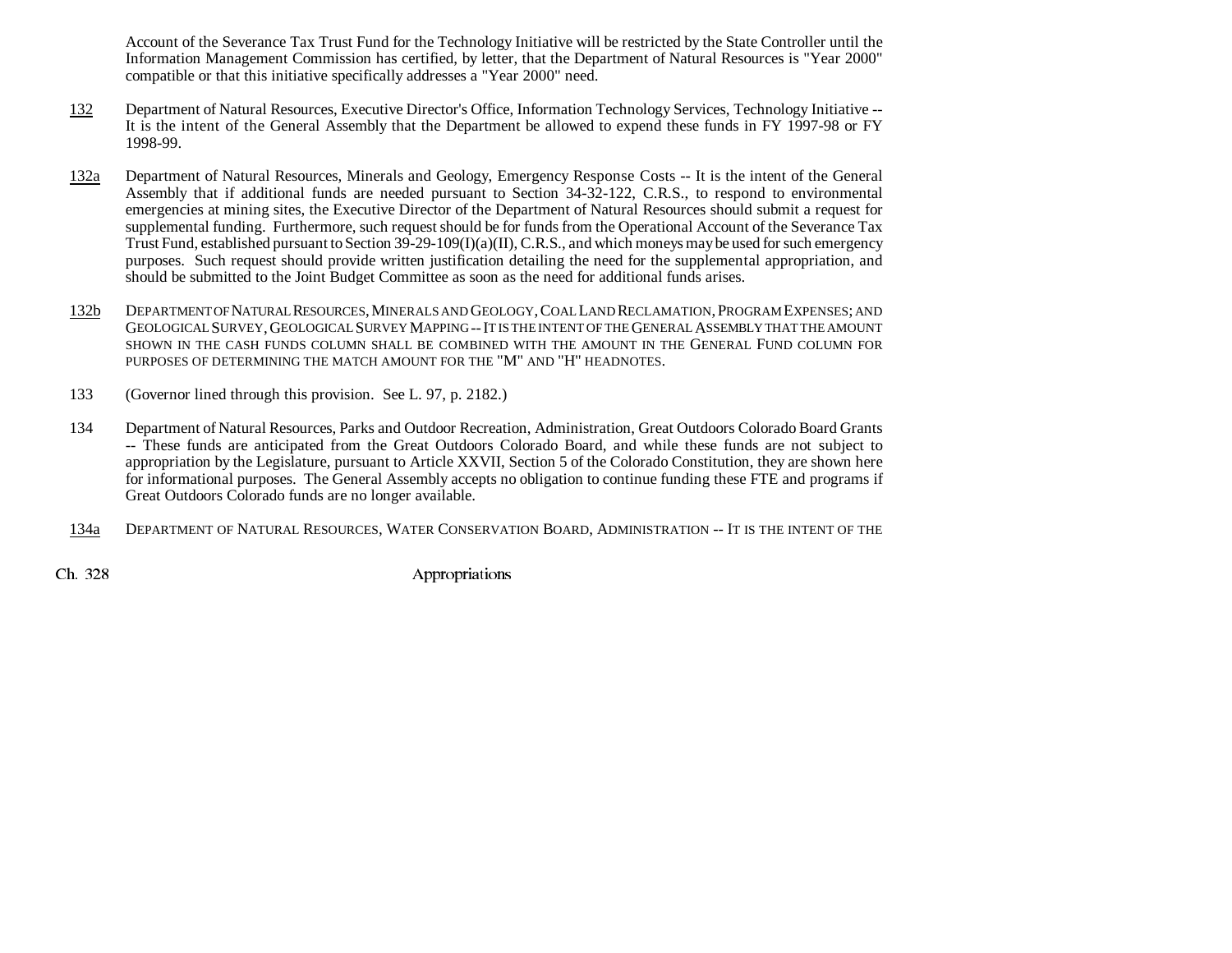Account of the Severance Tax Trust Fund for the Technology Initiative will be restricted by the State Controller until the Information Management Commission has certified, by letter, that the Department of Natural Resources is "Year 2000" compatible or that this initiative specifically addresses a "Year 2000" need.

132 Department of Natural Resources, Executive Director's Office, Information Technology Services, Technology Initiative -- It is the intent of the General Assembly that the Department be allowed to expend these funds in FY 1997-98 or FY 1998-99.

132a Department of Natural Resources, Minerals and Geology, Emergency Response Costs -- It is the intent of the General Assembly that if additional funds are needed pursuant to Section 34-32-122, C.R.S., to respond to environmental emergencies at mining sites, the Executive Director of the Department of Natural Resources should submit a request for supplemental funding. Furthermore, such request should be for funds from the Operational Account of the Severance Tax Trust Fund, established pursuant to Section 39-29-109(I)(a)(II), C.R.S., and which moneys may be used for such emergency purposes. Such request should provide written justification detailing the need for the supplemental appropriation, and should be submitted to the Joint Budget Committee as soon as the need for additional funds arises.

132b DEPARTMENT OF NATURAL RESOURCES, MINERALS AND GEOLOGY, COAL LAND RECLAMATION, PROGRAM EXPENSES; AND GEOLOGICAL SURVEY, GEOLOGICAL SURVEY MAPPING -- IT IS THE INTENT OF THE GENERAL ASSEMBLY THAT THE AMOUNT SHOWN IN THE CASH FUNDS COLUMN SHALL BE COMBINED WITH THE AMOUNT IN THE GENERAL FUND COLUMN FOR PURPOSES OF DETERMINING THE MATCH AMOUNT FOR THE "M" AND "H" HEADNOTES.

133 (Governor lined through this provision. See L. 97, p. 2182.)

134 Department of Natural Resources, Parks and Outdoor Recreation, Administration, Great Outdoors Colorado Board Grants -- These funds are anticipated from the Great Outdoors Colorado Board, and while these funds are not subject to appropriation by the Legislature, pursuant to Article XXVII, Section 5 of the Colorado Constitution, they are shown here for informational purposes. The General Assembly accepts no obligation to continue funding these FTE and programs if Great Outdoors Colorado funds are no longer available.

134a DEPARTMENT OF NATURAL RESOURCES, WATER CONSERVATION BOARD, ADMINISTRATION -- IT IS THE INTENT OF THE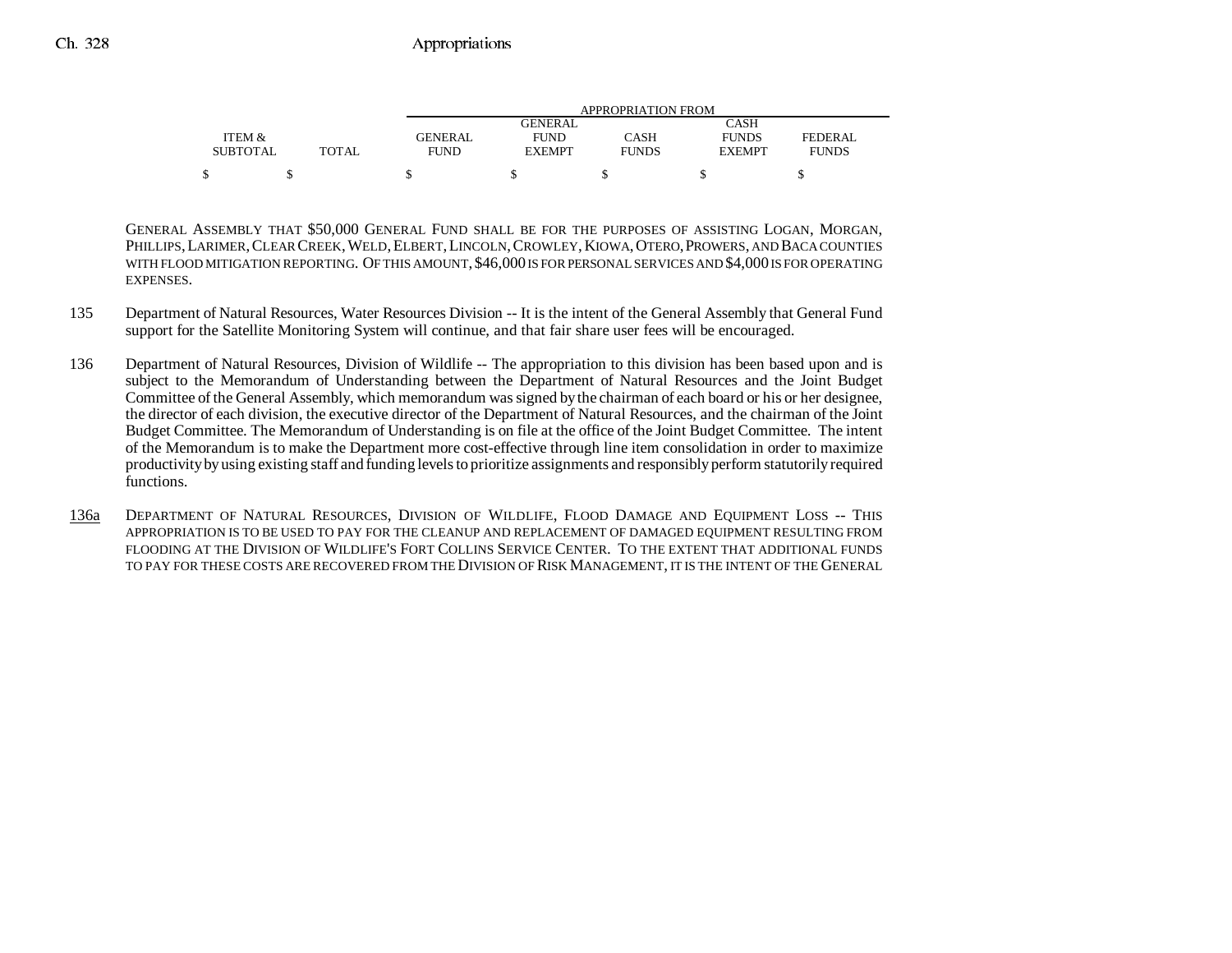| ITEM & SUBTOTAL | TOTAL | GENERAL FUND | GENERAL FUND EXEMPT | CASH FUNDS | CASH FUNDS EXEMPT | FEDERAL FUNDS |
|---|---|---|---|---|---|---|
| $ | $ | $ | $ | $ | $ | $ |

GENERAL ASSEMBLY THAT $50,000 GENERAL FUND SHALL BE FOR THE PURPOSES OF ASSISTING LOGAN, MORGAN, PHILLIPS, LARIMER, CLEAR CREEK, WELD, ELBERT, LINCOLN, CROWLEY, KIOWA, OTERO, PROWERS, AND BACA COUNTIES WITH FLOOD MITIGATION REPORTING. OF THIS AMOUNT, $46,000 IS FOR PERSONAL SERVICES AND $4,000 IS FOR OPERATING EXPENSES.

135 Department of Natural Resources, Water Resources Division -- It is the intent of the General Assembly that General Fund support for the Satellite Monitoring System will continue, and that fair share user fees will be encouraged.

136 Department of Natural Resources, Division of Wildlife -- The appropriation to this division has been based upon and is subject to the Memorandum of Understanding between the Department of Natural Resources and the Joint Budget Committee of the General Assembly, which memorandum was signed by the chairman of each board or his or her designee, the director of each division, the executive director of the Department of Natural Resources, and the chairman of the Joint Budget Committee. The Memorandum of Understanding is on file at the office of the Joint Budget Committee. The intent of the Memorandum is to make the Department more cost-effective through line item consolidation in order to maximize productivity by using existing staff and funding levels to prioritize assignments and responsibly perform statutorily required functions.

136a DEPARTMENT OF NATURAL RESOURCES, DIVISION OF WILDLIFE, FLOOD DAMAGE AND EQUIPMENT LOSS -- THIS APPROPRIATION IS TO BE USED TO PAY FOR THE CLEANUP AND REPLACEMENT OF DAMAGED EQUIPMENT RESULTING FROM FLOODING AT THE DIVISION OF WILDLIFE'S FORT COLLINS SERVICE CENTER. TO THE EXTENT THAT ADDITIONAL FUNDS TO PAY FOR THESE COSTS ARE RECOVERED FROM THE DIVISION OF RISK MANAGEMENT, IT IS THE INTENT OF THE GENERAL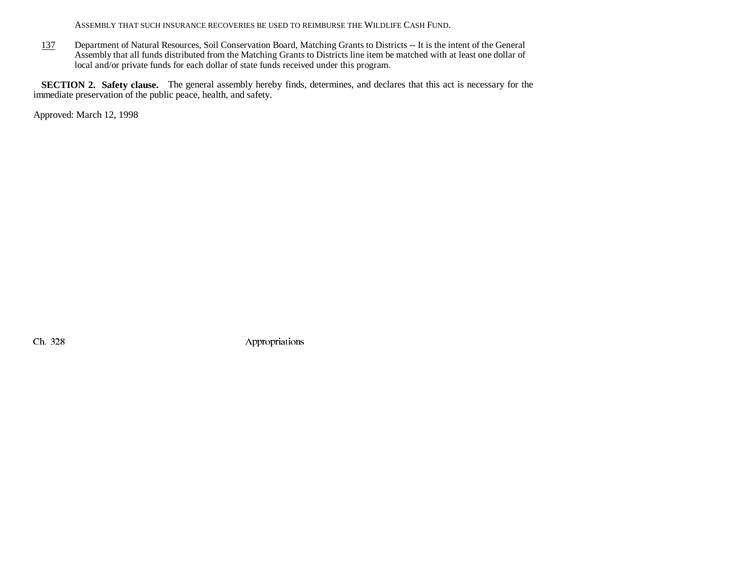ASSEMBLY THAT SUCH INSURANCE RECOVERIES BE USED TO REIMBURSE THE WILDLIFE CASH FUND.

137 Department of Natural Resources, Soil Conservation Board, Matching Grants to Districts -- It is the intent of the General Assembly that all funds distributed from the Matching Grants to Districts line item be matched with at least one dollar of local and/or private funds for each dollar of state funds received under this program.

**SECTION 2. Safety clause.** The general assembly hereby finds, determines, and declares that this act is necessary for the immediate preservation of the public peace, health, and safety.

Approved: March 12, 1998